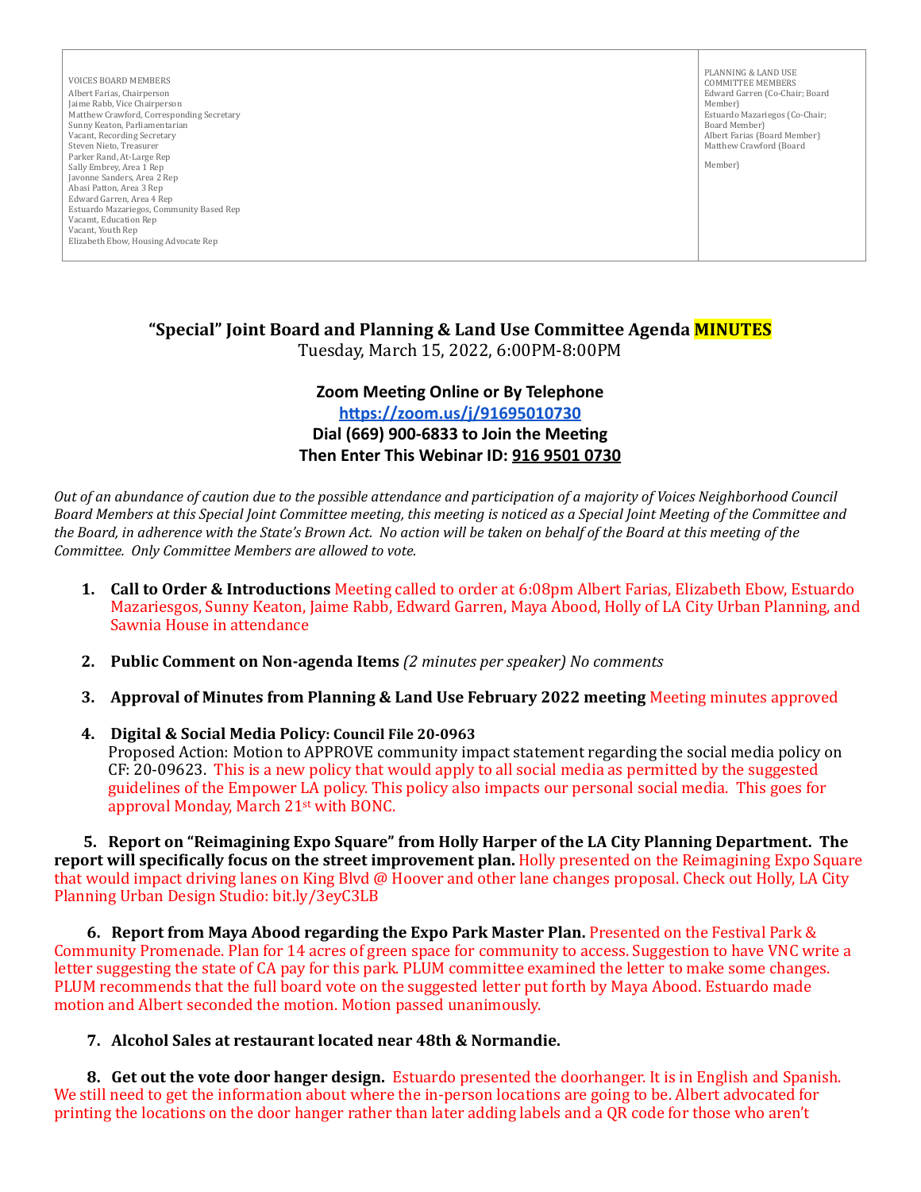| VOICES BOARD MEMBERS<br>Albert Farias, Chairperson<br>Jaime Rabb, Vice Chairperson<br>Matthew Crawford, Corresponding Secretary<br>Sunny Keaton, Parliamentarian<br>Vacant, Recording Secretary<br>Steven Nieto, Treasurer<br>Parker Rand, At-Large Rep<br>Sally Embrey, Area 1 Rep<br>Javonne Sanders, Area 2 Rep<br>Abasi Patton, Area 3 Rep<br>Edward Garren, Area 4 Rep<br>Estuardo Mazariegos, Community Based Rep<br>Vacamt, Education Rep<br>Vacant, Youth Rep<br>Elizabeth Ebow, Housing Advocate Rep | PLANNING & LAND USE COMMITTEE MEMBERS<br>Edward Garren (Co-Chair; Board Member)<br>Estuardo Mazariegos (Co-Chair; Board Member)<br>Albert Farias (Board Member)<br>Matthew Crawford (Board Member) |
|---|---|

## "Special" Joint Board and Planning & Land Use Committee Agenda MINUTES

Tuesday, March 15, 2022, 6:00PM-8:00PM

**Zoom Meeting Online or By Telephone**
**https://zoom.us/j/91695010730**
**Dial (669) 900-6833 to Join the Meeting**
**Then Enter This Webinar ID: 916 9501 0730**

*Out of an abundance of caution due to the possible attendance and participation of a majority of Voices Neighborhood Council Board Members at this Special Joint Committee meeting, this meeting is noticed as a Special Joint Meeting of the Committee and the Board, in adherence with the State's Brown Act. No action will be taken on behalf of the Board at this meeting of the Committee. Only Committee Members are allowed to vote.*

1. **Call to Order & Introductions** Meeting called to order at 6:08pm Albert Farias, Elizabeth Ebow, Estuardo Mazariesgos, Sunny Keaton, Jaime Rabb, Edward Garren, Maya Abood, Holly of LA City Urban Planning, and Sawnia House in attendance

2. **Public Comment on Non-agenda Items** *(2 minutes per speaker) No comments*

3. **Approval of Minutes from Planning & Land Use February 2022 meeting** Meeting minutes approved

4. **Digital & Social Media Policy: Council File 20-0963**
   Proposed Action: Motion to APPROVE community impact statement regarding the social media policy on CF: 20-09623. This is a new policy that would apply to all social media as permitted by the suggested guidelines of the Empower LA policy. This policy also impacts our personal social media. This goes for approval Monday, March 21st with BONC.

5. **Report on "Reimagining Expo Square" from Holly Harper of the LA City Planning Department. The report will specifically focus on the street improvement plan.** Holly presented on the Reimagining Expo Square that would impact driving lanes on King Blvd @ Hoover and other lane changes proposal. Check out Holly, LA City Planning Urban Design Studio: bit.ly/3eyC3LB

6. **Report from Maya Abood regarding the Expo Park Master Plan.** Presented on the Festival Park & Community Promenade. Plan for 14 acres of green space for community to access. Suggestion to have VNC write a letter suggesting the state of CA pay for this park. PLUM committee examined the letter to make some changes. PLUM recommends that the full board vote on the suggested letter put forth by Maya Abood. Estuardo made motion and Albert seconded the motion. Motion passed unanimously.

7. **Alcohol Sales at restaurant located near 48th & Normandie.**

8. **Get out the vote door hanger design.** Estuardo presented the doorhanger. It is in English and Spanish. We still need to get the information about where the in-person locations are going to be. Albert advocated for printing the locations on the door hanger rather than later adding labels and a QR code for those who aren't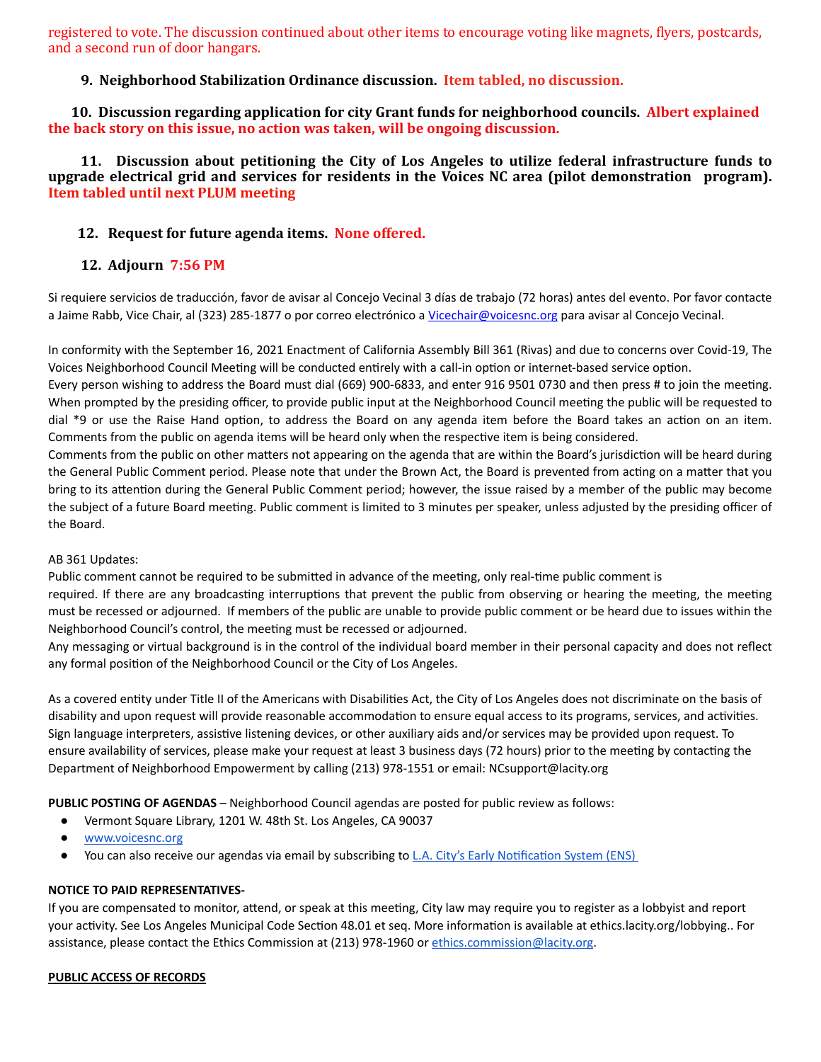registered to vote. The discussion continued about other items to encourage voting like magnets, flyers, postcards, and a second run of door hangars.

**9. Neighborhood Stabilization Ordinance discussion.** **Item tabled, no discussion.**

**10. Discussion regarding application for city Grant funds for neighborhood councils.** **Albert explained the back story on this issue, no action was taken, will be ongoing discussion.**

**11. Discussion about petitioning the City of Los Angeles to utilize federal infrastructure funds to upgrade electrical grid and services for residents in the Voices NC area (pilot demonstration program).** **Item tabled until next PLUM meeting**

**12. Request for future agenda items.** **None offered.**

**12. Adjourn** **7:56 PM**

Si requiere servicios de traducción, favor de avisar al Concejo Vecinal 3 días de trabajo (72 horas) antes del evento. Por favor contacte a Jaime Rabb, Vice Chair, al (323) 285-1877 o por correo electrónico a Vicechair@voicesnc.org para avisar al Concejo Vecinal.

In conformity with the September 16, 2021 Enactment of California Assembly Bill 361 (Rivas) and due to concerns over Covid-19, The Voices Neighborhood Council Meeting will be conducted entirely with a call-in option or internet-based service option.
Every person wishing to address the Board must dial (669) 900-6833, and enter 916 9501 0730 and then press # to join the meeting. When prompted by the presiding officer, to provide public input at the Neighborhood Council meeting the public will be requested to dial *9 or use the Raise Hand option, to address the Board on any agenda item before the Board takes an action on an item. Comments from the public on agenda items will be heard only when the respective item is being considered.
Comments from the public on other matters not appearing on the agenda that are within the Board's jurisdiction will be heard during the General Public Comment period. Please note that under the Brown Act, the Board is prevented from acting on a matter that you bring to its attention during the General Public Comment period; however, the issue raised by a member of the public may become the subject of a future Board meeting. Public comment is limited to 3 minutes per speaker, unless adjusted by the presiding officer of the Board.

AB 361 Updates:
Public comment cannot be required to be submitted in advance of the meeting, only real-time public comment is required. If there are any broadcasting interruptions that prevent the public from observing or hearing the meeting, the meeting must be recessed or adjourned. If members of the public are unable to provide public comment or be heard due to issues within the Neighborhood Council's control, the meeting must be recessed or adjourned.
Any messaging or virtual background is in the control of the individual board member in their personal capacity and does not reflect any formal position of the Neighborhood Council or the City of Los Angeles.

As a covered entity under Title II of the Americans with Disabilities Act, the City of Los Angeles does not discriminate on the basis of disability and upon request will provide reasonable accommodation to ensure equal access to its programs, services, and activities. Sign language interpreters, assistive listening devices, or other auxiliary aids and/or services may be provided upon request. To ensure availability of services, please make your request at least 3 business days (72 hours) prior to the meeting by contacting the Department of Neighborhood Empowerment by calling (213) 978-1551 or email: NCsupport@lacity.org

**PUBLIC POSTING OF AGENDAS** – Neighborhood Council agendas are posted for public review as follows:

- Vermont Square Library, 1201 W. 48th St. Los Angeles, CA 90037
- www.voicesnc.org
- You can also receive our agendas via email by subscribing to L.A. City's Early Notification System (ENS)

**NOTICE TO PAID REPRESENTATIVES-**
If you are compensated to monitor, attend, or speak at this meeting, City law may require you to register as a lobbyist and report your activity. See Los Angeles Municipal Code Section 48.01 et seq. More information is available at ethics.lacity.org/lobbying.. For assistance, please contact the Ethics Commission at (213) 978-1960 or ethics.commission@lacity.org.

**PUBLIC ACCESS OF RECORDS**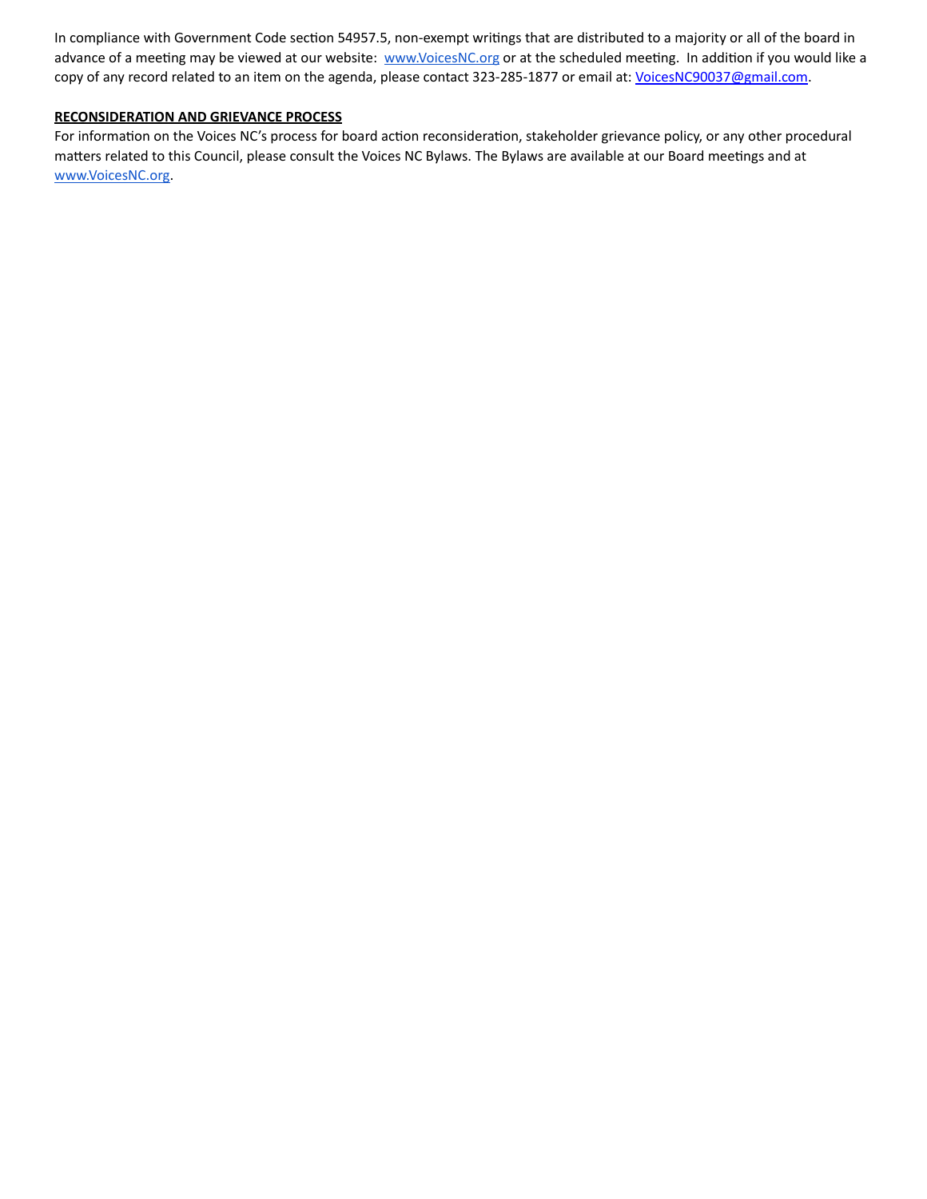In compliance with Government Code section 54957.5, non-exempt writings that are distributed to a majority or all of the board in advance of a meeting may be viewed at our website: [www.VoicesNC.org](http://www.VoicesNC.org) or at the scheduled meeting. In addition if you would like a copy of any record related to an item on the agenda, please contact 323-285-1877 or email at: [VoicesNC90037@gmail.com](mailto:VoicesNC90037@gmail.com).

**RECONSIDERATION AND GRIEVANCE PROCESS**

For information on the Voices NC's process for board action reconsideration, stakeholder grievance policy, or any other procedural matters related to this Council, please consult the Voices NC Bylaws. The Bylaws are available at our Board meetings and at [www.VoicesNC.org](http://www.VoicesNC.org).